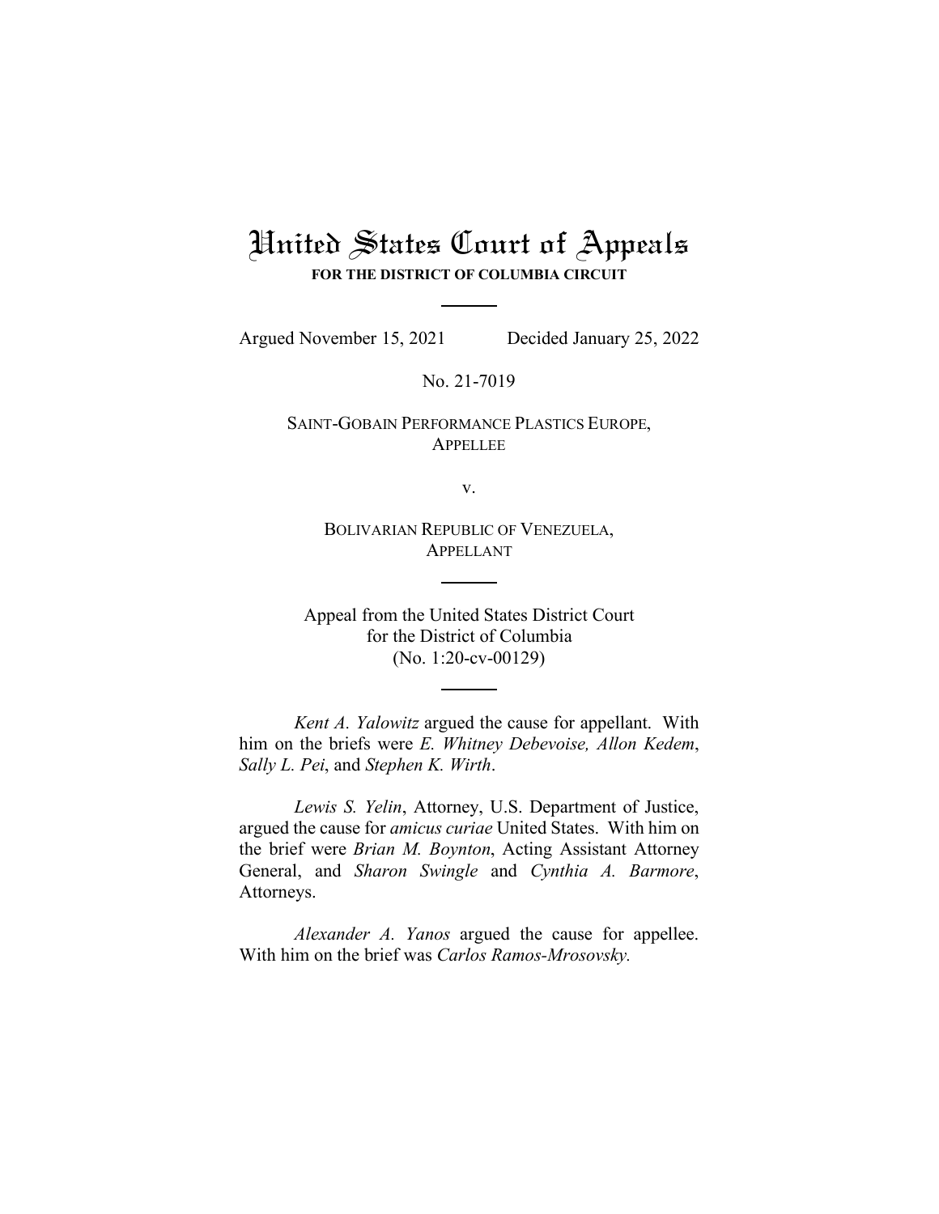# United States Court of Appeals

**FOR THE DISTRICT OF COLUMBIA CIRCUIT**

Argued November 15, 2021 Decided January 25, 2022

No. 21-7019

SAINT-GOBAIN PERFORMANCE PLASTICS EUROPE,
APPELLEE

v.

BOLIVARIAN REPUBLIC OF VENEZUELA,
APPELLANT

Appeal from the United States District Court
for the District of Columbia
(No. 1:20-cv-00129)

*Kent A. Yalowitz* argued the cause for appellant. With him on the briefs were *E. Whitney Debevoise, Allon Kedem*, *Sally L. Pei*, and *Stephen K. Wirth*.

*Lewis S. Yelin*, Attorney, U.S. Department of Justice, argued the cause for *amicus curiae* United States. With him on the brief were *Brian M. Boynton*, Acting Assistant Attorney General, and *Sharon Swingle* and *Cynthia A. Barmore*, Attorneys.

*Alexander A. Yanos* argued the cause for appellee. With him on the brief was *Carlos Ramos-Mrosovsky.*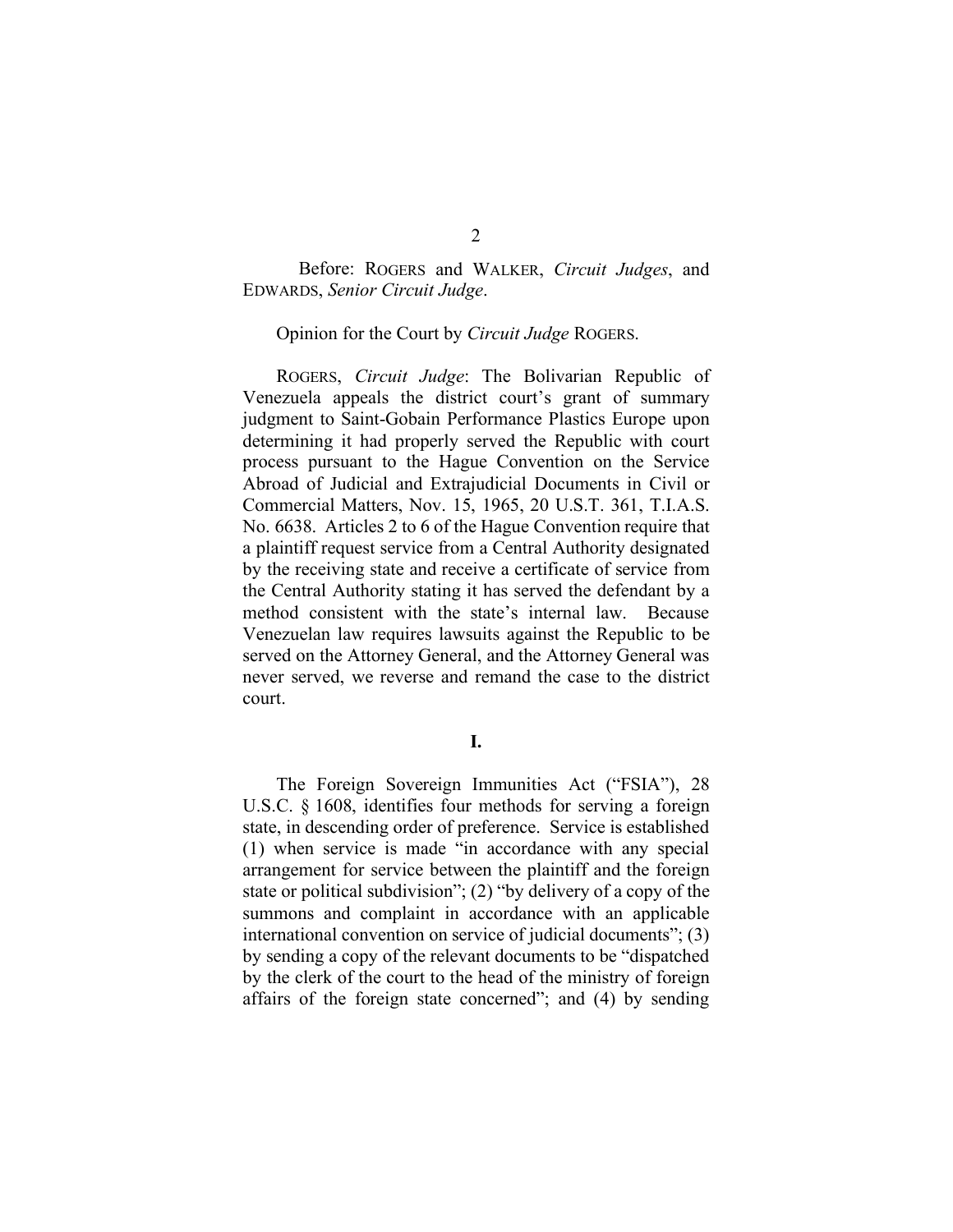Before: ROGERS and WALKER, *Circuit Judges*, and EDWARDS, *Senior Circuit Judge*.

Opinion for the Court by *Circuit Judge* ROGERS.

ROGERS, *Circuit Judge*: The Bolivarian Republic of Venezuela appeals the district court's grant of summary judgment to Saint-Gobain Performance Plastics Europe upon determining it had properly served the Republic with court process pursuant to the Hague Convention on the Service Abroad of Judicial and Extrajudicial Documents in Civil or Commercial Matters, Nov. 15, 1965, 20 U.S.T. 361, T.I.A.S. No. 6638. Articles 2 to 6 of the Hague Convention require that a plaintiff request service from a Central Authority designated by the receiving state and receive a certificate of service from the Central Authority stating it has served the defendant by a method consistent with the state's internal law. Because Venezuelan law requires lawsuits against the Republic to be served on the Attorney General, and the Attorney General was never served, we reverse and remand the case to the district court.

## I.

The Foreign Sovereign Immunities Act ("FSIA"), 28 U.S.C. § 1608, identifies four methods for serving a foreign state, in descending order of preference. Service is established (1) when service is made "in accordance with any special arrangement for service between the plaintiff and the foreign state or political subdivision"; (2) "by delivery of a copy of the summons and complaint in accordance with an applicable international convention on service of judicial documents"; (3) by sending a copy of the relevant documents to be "dispatched by the clerk of the court to the head of the ministry of foreign affairs of the foreign state concerned"; and (4) by sending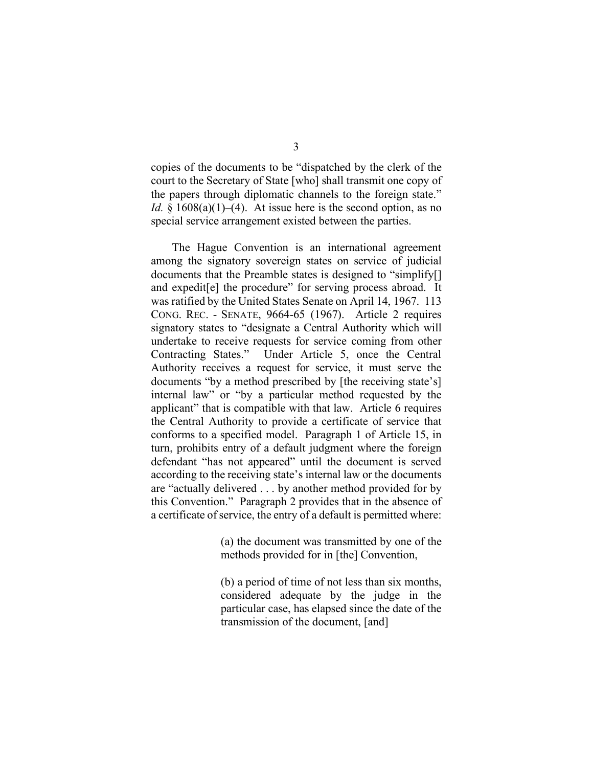copies of the documents to be "dispatched by the clerk of the court to the Secretary of State [who] shall transmit one copy of the papers through diplomatic channels to the foreign state." *Id.* § 1608(a)(1)–(4). At issue here is the second option, as no special service arrangement existed between the parties.

The Hague Convention is an international agreement among the signatory sovereign states on service of judicial documents that the Preamble states is designed to "simplify[] and expedit[e] the procedure" for serving process abroad. It was ratified by the United States Senate on April 14, 1967. 113 CONG. REC. - SENATE, 9664-65 (1967). Article 2 requires signatory states to "designate a Central Authority which will undertake to receive requests for service coming from other Contracting States." Under Article 5, once the Central Authority receives a request for service, it must serve the documents "by a method prescribed by [the receiving state's] internal law" or "by a particular method requested by the applicant" that is compatible with that law. Article 6 requires the Central Authority to provide a certificate of service that conforms to a specified model. Paragraph 1 of Article 15, in turn, prohibits entry of a default judgment where the foreign defendant "has not appeared" until the document is served according to the receiving state's internal law or the documents are "actually delivered . . . by another method provided for by this Convention." Paragraph 2 provides that in the absence of a certificate of service, the entry of a default is permitted where:

> (a) the document was transmitted by one of the methods provided for in [the] Convention,
>
> (b) a period of time of not less than six months, considered adequate by the judge in the particular case, has elapsed since the date of the transmission of the document, [and]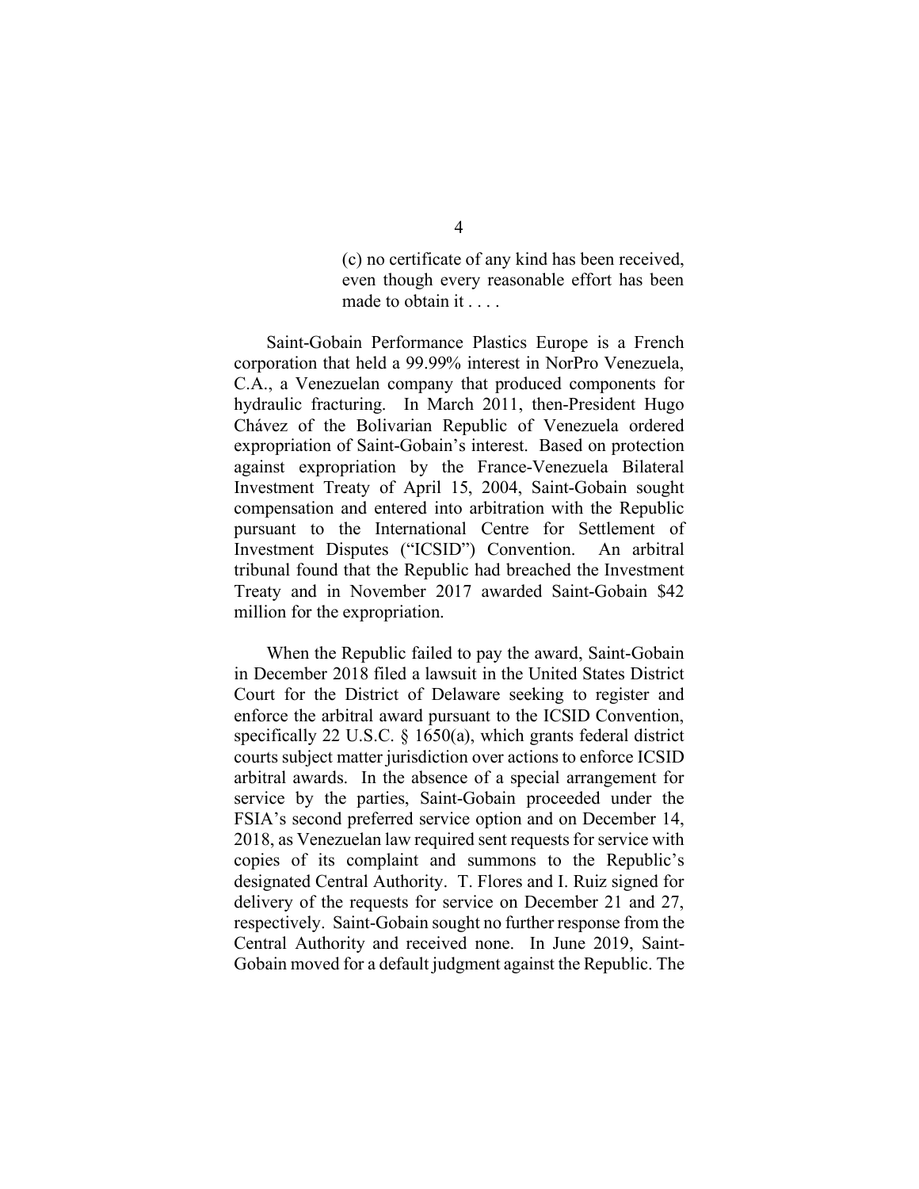> (c) no certificate of any kind has been received, even though every reasonable effort has been made to obtain it . . . .

Saint-Gobain Performance Plastics Europe is a French corporation that held a 99.99% interest in NorPro Venezuela, C.A., a Venezuelan company that produced components for hydraulic fracturing. In March 2011, then-President Hugo Chávez of the Bolivarian Republic of Venezuela ordered expropriation of Saint-Gobain's interest. Based on protection against expropriation by the France-Venezuela Bilateral Investment Treaty of April 15, 2004, Saint-Gobain sought compensation and entered into arbitration with the Republic pursuant to the International Centre for Settlement of Investment Disputes ("ICSID") Convention. An arbitral tribunal found that the Republic had breached the Investment Treaty and in November 2017 awarded Saint-Gobain $42 million for the expropriation.

When the Republic failed to pay the award, Saint-Gobain in December 2018 filed a lawsuit in the United States District Court for the District of Delaware seeking to register and enforce the arbitral award pursuant to the ICSID Convention, specifically 22 U.S.C. § 1650(a), which grants federal district courts subject matter jurisdiction over actions to enforce ICSID arbitral awards. In the absence of a special arrangement for service by the parties, Saint-Gobain proceeded under the FSIA's second preferred service option and on December 14, 2018, as Venezuelan law required sent requests for service with copies of its complaint and summons to the Republic's designated Central Authority. T. Flores and I. Ruiz signed for delivery of the requests for service on December 21 and 27, respectively. Saint-Gobain sought no further response from the Central Authority and received none. In June 2019, Saint-Gobain moved for a default judgment against the Republic. The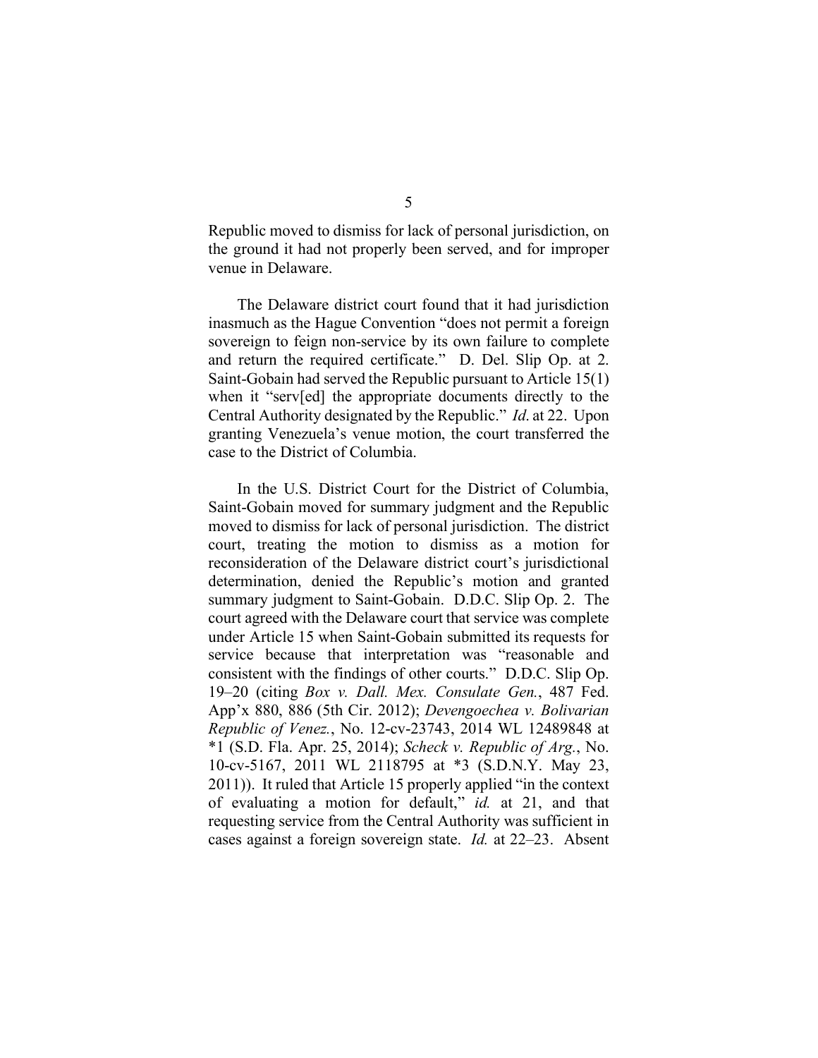Republic moved to dismiss for lack of personal jurisdiction, on the ground it had not properly been served, and for improper venue in Delaware.

The Delaware district court found that it had jurisdiction inasmuch as the Hague Convention "does not permit a foreign sovereign to feign non-service by its own failure to complete and return the required certificate." D. Del. Slip Op. at 2. Saint-Gobain had served the Republic pursuant to Article 15(1) when it "serv[ed] the appropriate documents directly to the Central Authority designated by the Republic." *Id.* at 22. Upon granting Venezuela's venue motion, the court transferred the case to the District of Columbia.

In the U.S. District Court for the District of Columbia, Saint-Gobain moved for summary judgment and the Republic moved to dismiss for lack of personal jurisdiction. The district court, treating the motion to dismiss as a motion for reconsideration of the Delaware district court's jurisdictional determination, denied the Republic's motion and granted summary judgment to Saint-Gobain. D.D.C. Slip Op. 2. The court agreed with the Delaware court that service was complete under Article 15 when Saint-Gobain submitted its requests for service because that interpretation was "reasonable and consistent with the findings of other courts." D.D.C. Slip Op. 19–20 (citing *Box v. Dall. Mex. Consulate Gen.*, 487 Fed. App'x 880, 886 (5th Cir. 2012); *Devengoechea v. Bolivarian Republic of Venez.*, No. 12-cv-23743, 2014 WL 12489848 at *1 (S.D. Fla. Apr. 25, 2014); *Scheck v. Republic of Arg.*, No. 10-cv-5167, 2011 WL 2118795 at *3 (S.D.N.Y. May 23, 2011)). It ruled that Article 15 properly applied "in the context of evaluating a motion for default," *id.* at 21, and that requesting service from the Central Authority was sufficient in cases against a foreign sovereign state. *Id.* at 22–23. Absent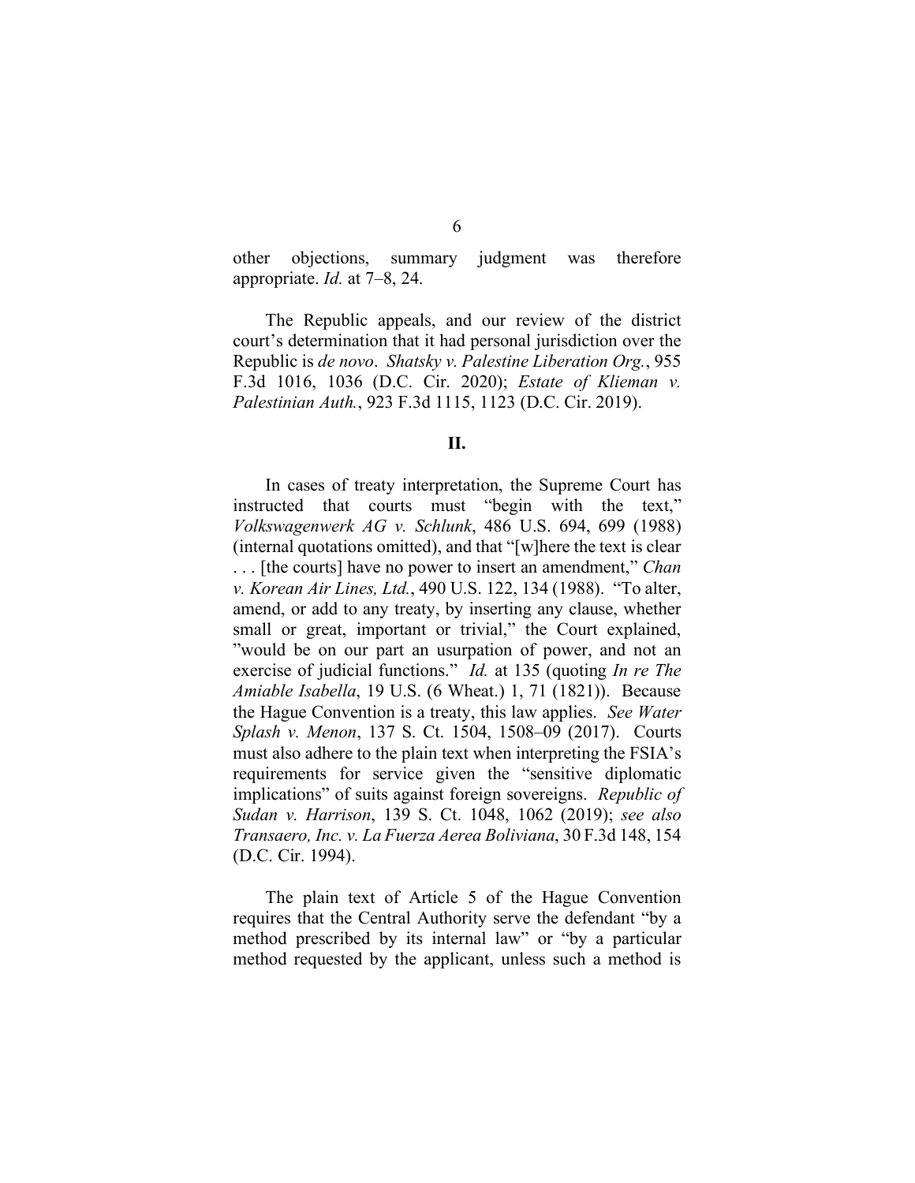other objections, summary judgment was therefore appropriate. *Id.* at 7–8, 24.

The Republic appeals, and our review of the district court's determination that it had personal jurisdiction over the Republic is *de novo*. *Shatsky v. Palestine Liberation Org.*, 955 F.3d 1016, 1036 (D.C. Cir. 2020); *Estate of Klieman v. Palestinian Auth.*, 923 F.3d 1115, 1123 (D.C. Cir. 2019).

## II.

In cases of treaty interpretation, the Supreme Court has instructed that courts must "begin with the text," *Volkswagenwerk AG v. Schlunk*, 486 U.S. 694, 699 (1988) (internal quotations omitted), and that "[w]here the text is clear . . . [the courts] have no power to insert an amendment," *Chan v. Korean Air Lines, Ltd.*, 490 U.S. 122, 134 (1988). "To alter, amend, or add to any treaty, by inserting any clause, whether small or great, important or trivial," the Court explained, "would be on our part an usurpation of power, and not an exercise of judicial functions." *Id.* at 135 (quoting *In re The Amiable Isabella*, 19 U.S. (6 Wheat.) 1, 71 (1821)). Because the Hague Convention is a treaty, this law applies. *See Water Splash v. Menon*, 137 S. Ct. 1504, 1508–09 (2017). Courts must also adhere to the plain text when interpreting the FSIA's requirements for service given the "sensitive diplomatic implications" of suits against foreign sovereigns. *Republic of Sudan v. Harrison*, 139 S. Ct. 1048, 1062 (2019); *see also Transaero, Inc. v. La Fuerza Aerea Boliviana*, 30 F.3d 148, 154 (D.C. Cir. 1994).

The plain text of Article 5 of the Hague Convention requires that the Central Authority serve the defendant "by a method prescribed by its internal law" or "by a particular method requested by the applicant, unless such a method is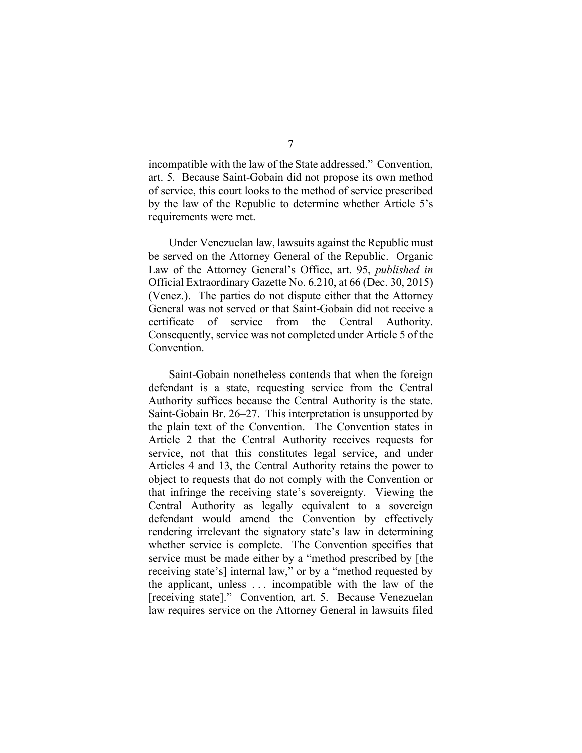incompatible with the law of the State addressed." Convention, art. 5. Because Saint-Gobain did not propose its own method of service, this court looks to the method of service prescribed by the law of the Republic to determine whether Article 5's requirements were met.

Under Venezuelan law, lawsuits against the Republic must be served on the Attorney General of the Republic. Organic Law of the Attorney General's Office, art. 95, *published in* Official Extraordinary Gazette No. 6.210, at 66 (Dec. 30, 2015) (Venez.). The parties do not dispute either that the Attorney General was not served or that Saint-Gobain did not receive a certificate of service from the Central Authority. Consequently, service was not completed under Article 5 of the Convention.

Saint-Gobain nonetheless contends that when the foreign defendant is a state, requesting service from the Central Authority suffices because the Central Authority is the state. Saint-Gobain Br. 26–27. This interpretation is unsupported by the plain text of the Convention. The Convention states in Article 2 that the Central Authority receives requests for service, not that this constitutes legal service, and under Articles 4 and 13, the Central Authority retains the power to object to requests that do not comply with the Convention or that infringe the receiving state's sovereignty. Viewing the Central Authority as legally equivalent to a sovereign defendant would amend the Convention by effectively rendering irrelevant the signatory state's law in determining whether service is complete. The Convention specifies that service must be made either by a "method prescribed by [the receiving state's] internal law," or by a "method requested by the applicant, unless . . . incompatible with the law of the [receiving state]." Convention*,* art. 5. Because Venezuelan law requires service on the Attorney General in lawsuits filed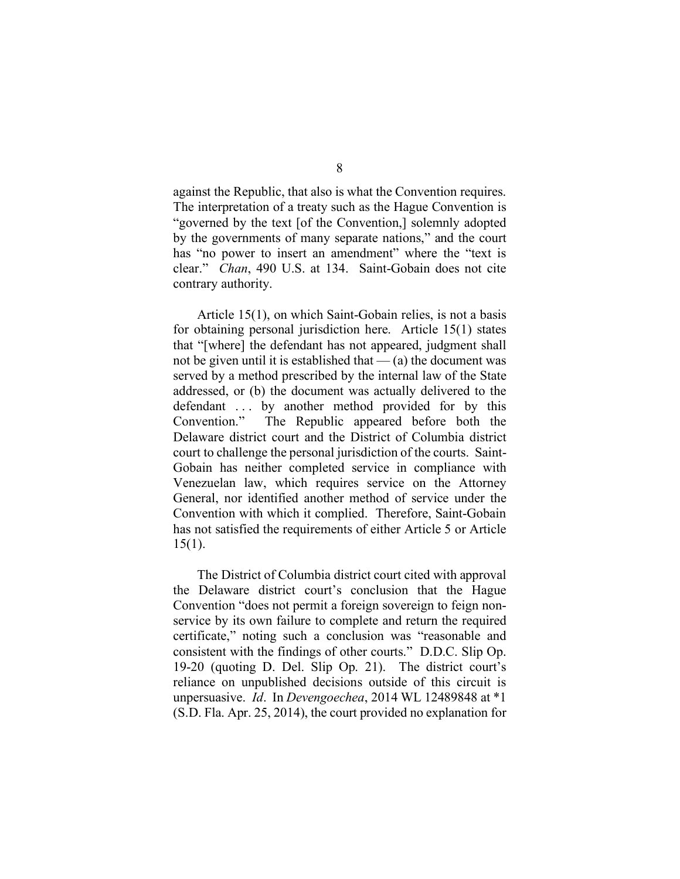against the Republic, that also is what the Convention requires. The interpretation of a treaty such as the Hague Convention is "governed by the text [of the Convention,] solemnly adopted by the governments of many separate nations," and the court has "no power to insert an amendment" where the "text is clear." *Chan*, 490 U.S. at 134. Saint-Gobain does not cite contrary authority.

Article 15(1), on which Saint-Gobain relies, is not a basis for obtaining personal jurisdiction here. Article 15(1) states that "[where] the defendant has not appeared, judgment shall not be given until it is established that — (a) the document was served by a method prescribed by the internal law of the State addressed, or (b) the document was actually delivered to the defendant . . . by another method provided for by this Convention." The Republic appeared before both the Delaware district court and the District of Columbia district court to challenge the personal jurisdiction of the courts. Saint-Gobain has neither completed service in compliance with Venezuelan law, which requires service on the Attorney General, nor identified another method of service under the Convention with which it complied. Therefore, Saint-Gobain has not satisfied the requirements of either Article 5 or Article 15(1).

The District of Columbia district court cited with approval the Delaware district court's conclusion that the Hague Convention "does not permit a foreign sovereign to feign non-service by its own failure to complete and return the required certificate," noting such a conclusion was "reasonable and consistent with the findings of other courts." D.D.C. Slip Op. 19-20 (quoting D. Del. Slip Op. 21). The district court's reliance on unpublished decisions outside of this circuit is unpersuasive. *Id*. In *Devengoechea*, 2014 WL 12489848 at *1 (S.D. Fla. Apr. 25, 2014), the court provided no explanation for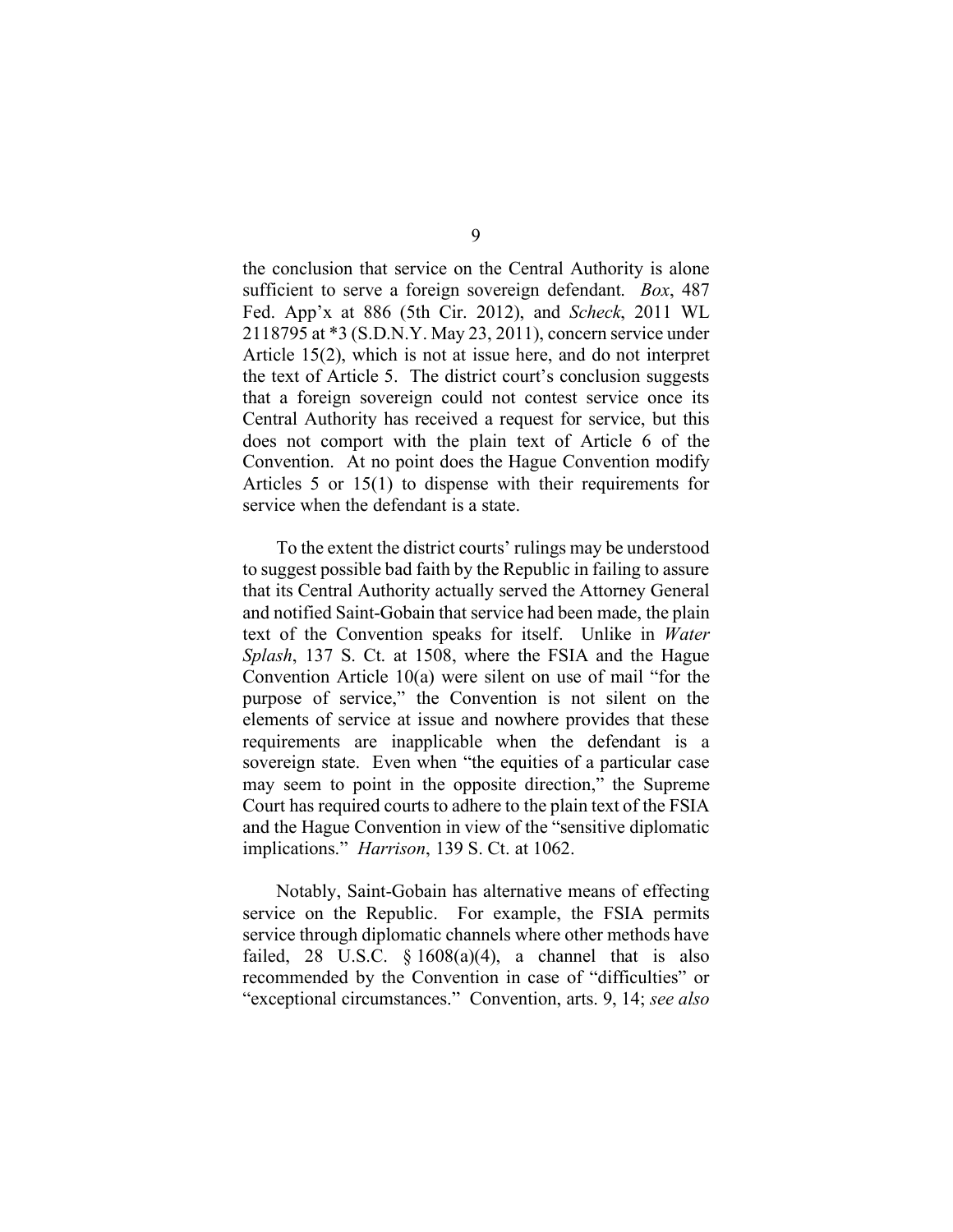the conclusion that service on the Central Authority is alone sufficient to serve a foreign sovereign defendant. *Box*, 487 Fed. App'x at 886 (5th Cir. 2012), and *Scheck*, 2011 WL 2118795 at *3 (S.D.N.Y. May 23, 2011), concern service under Article 15(2), which is not at issue here, and do not interpret the text of Article 5. The district court's conclusion suggests that a foreign sovereign could not contest service once its Central Authority has received a request for service, but this does not comport with the plain text of Article 6 of the Convention. At no point does the Hague Convention modify Articles 5 or 15(1) to dispense with their requirements for service when the defendant is a state.

To the extent the district courts' rulings may be understood to suggest possible bad faith by the Republic in failing to assure that its Central Authority actually served the Attorney General and notified Saint-Gobain that service had been made, the plain text of the Convention speaks for itself. Unlike in *Water Splash*, 137 S. Ct. at 1508, where the FSIA and the Hague Convention Article 10(a) were silent on use of mail "for the purpose of service," the Convention is not silent on the elements of service at issue and nowhere provides that these requirements are inapplicable when the defendant is a sovereign state. Even when "the equities of a particular case may seem to point in the opposite direction," the Supreme Court has required courts to adhere to the plain text of the FSIA and the Hague Convention in view of the "sensitive diplomatic implications." *Harrison*, 139 S. Ct. at 1062.

Notably, Saint-Gobain has alternative means of effecting service on the Republic. For example, the FSIA permits service through diplomatic channels where other methods have failed, 28 U.S.C. § 1608(a)(4), a channel that is also recommended by the Convention in case of "difficulties" or "exceptional circumstances." Convention, arts. 9, 14; *see also*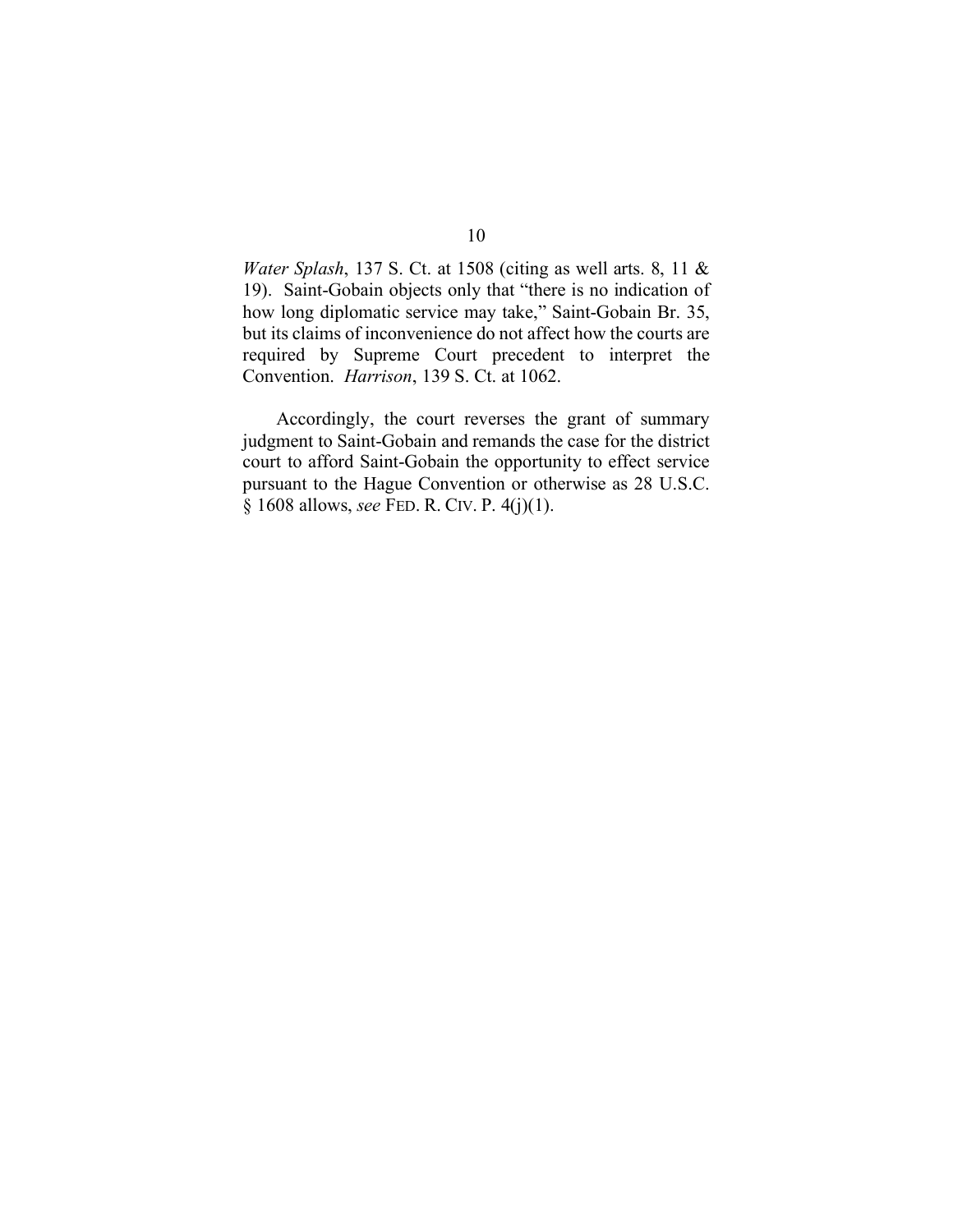*Water Splash*, 137 S. Ct. at 1508 (citing as well arts. 8, 11 & 19). Saint-Gobain objects only that "there is no indication of how long diplomatic service may take," Saint-Gobain Br. 35, but its claims of inconvenience do not affect how the courts are required by Supreme Court precedent to interpret the Convention. *Harrison*, 139 S. Ct. at 1062.

Accordingly, the court reverses the grant of summary judgment to Saint-Gobain and remands the case for the district court to afford Saint-Gobain the opportunity to effect service pursuant to the Hague Convention or otherwise as 28 U.S.C. § 1608 allows, *see* FED. R. CIV. P. 4(j)(1).